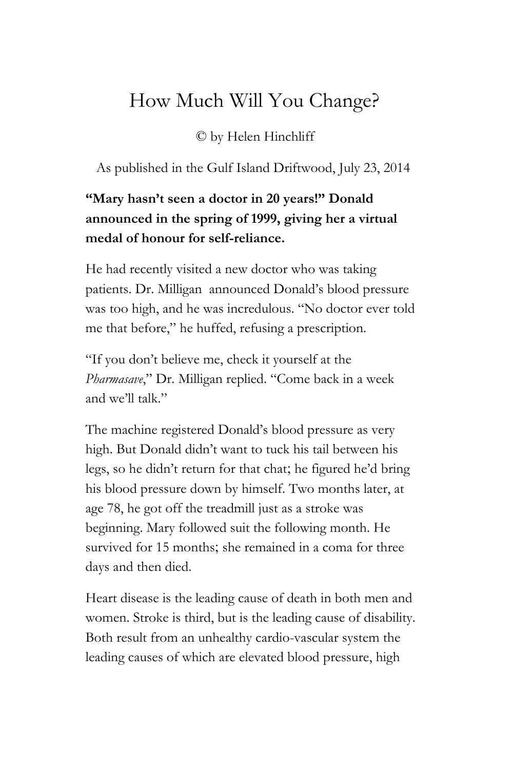# How Much Will You Change?

© by Helen Hinchliff

As published in the Gulf Island Driftwood, July 23, 2014

**"Mary hasn't seen a doctor in 20 years!" Donald announced in the spring of 1999, giving her a virtual medal of honour for self-reliance.**

He had recently visited a new doctor who was taking patients. Dr. Milligan announced Donald's blood pressure was too high, and he was incredulous. "No doctor ever told me that before," he huffed, refusing a prescription.

"If you don't believe me, check it yourself at the *Pharmasave*," Dr. Milligan replied. "Come back in a week and we'll talk."

The machine registered Donald's blood pressure as very high. But Donald didn't want to tuck his tail between his legs, so he didn't return for that chat; he figured he'd bring his blood pressure down by himself. Two months later, at age 78, he got off the treadmill just as a stroke was beginning. Mary followed suit the following month. He survived for 15 months; she remained in a coma for three days and then died.

Heart disease is the leading cause of death in both men and women. Stroke is third, but is the leading cause of disability. Both result from an unhealthy cardio-vascular system the leading causes of which are elevated blood pressure, high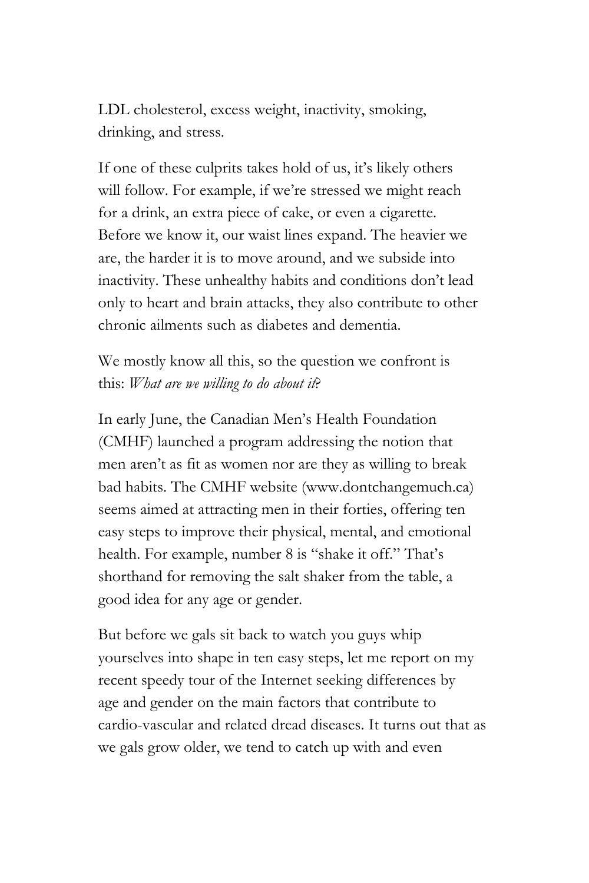LDL cholesterol, excess weight, inactivity, smoking, drinking, and stress.

If one of these culprits takes hold of us, it's likely others will follow. For example, if we're stressed we might reach for a drink, an extra piece of cake, or even a cigarette. Before we know it, our waist lines expand. The heavier we are, the harder it is to move around, and we subside into inactivity. These unhealthy habits and conditions don't lead only to heart and brain attacks, they also contribute to other chronic ailments such as diabetes and dementia.

We mostly know all this, so the question we confront is this: *What are we willing to do about it?*

In early June, the Canadian Men's Health Foundation (CMHF) launched a program addressing the notion that men aren't as fit as women nor are they as willing to break bad habits. The CMHF website (www.dontchangemuch.ca) seems aimed at attracting men in their forties, offering ten easy steps to improve their physical, mental, and emotional health. For example, number 8 is "shake it off." That's shorthand for removing the salt shaker from the table, a good idea for any age or gender.

But before we gals sit back to watch you guys whip yourselves into shape in ten easy steps, let me report on my recent speedy tour of the Internet seeking differences by age and gender on the main factors that contribute to cardio-vascular and related dread diseases. It turns out that as we gals grow older, we tend to catch up with and even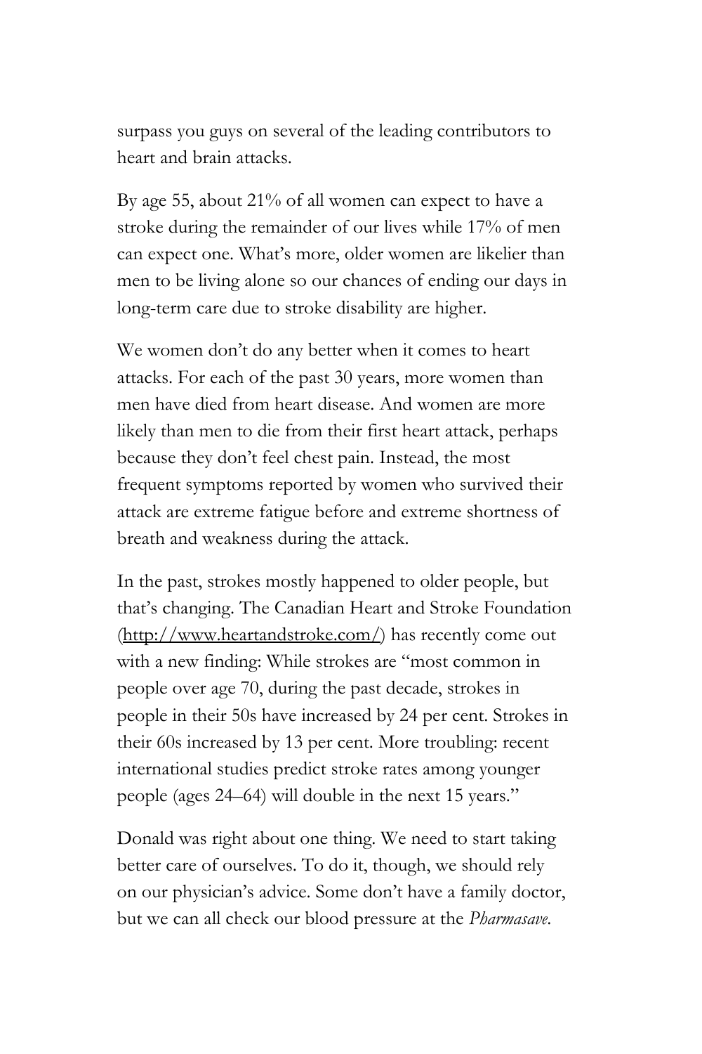surpass you guys on several of the leading contributors to heart and brain attacks.

By age 55, about 21% of all women can expect to have a stroke during the remainder of our lives while 17% of men can expect one. What's more, older women are likelier than men to be living alone so our chances of ending our days in long-term care due to stroke disability are higher.

We women don't do any better when it comes to heart attacks. For each of the past 30 years, more women than men have died from heart disease. And women are more likely than men to die from their first heart attack, perhaps because they don't feel chest pain. Instead, the most frequent symptoms reported by women who survived their attack are extreme fatigue before and extreme shortness of breath and weakness during the attack.

In the past, strokes mostly happened to older people, but that's changing. The Canadian Heart and Stroke Foundation ([http://www.heartandstroke.com/](http://www.heartandstroke.com/)) has recently come out with a new finding: While strokes are "most common in people over age 70, during the past decade, strokes in people in their 50s have increased by 24 per cent. Strokes in their 60s increased by 13 per cent. More troubling: recent international studies predict stroke rates among younger people (ages 24–64) will double in the next 15 years."

Donald was right about one thing. We need to start taking better care of ourselves. To do it, though, we should rely on our physician's advice. Some don't have a family doctor, but we can all check our blood pressure at the *Pharmasave.*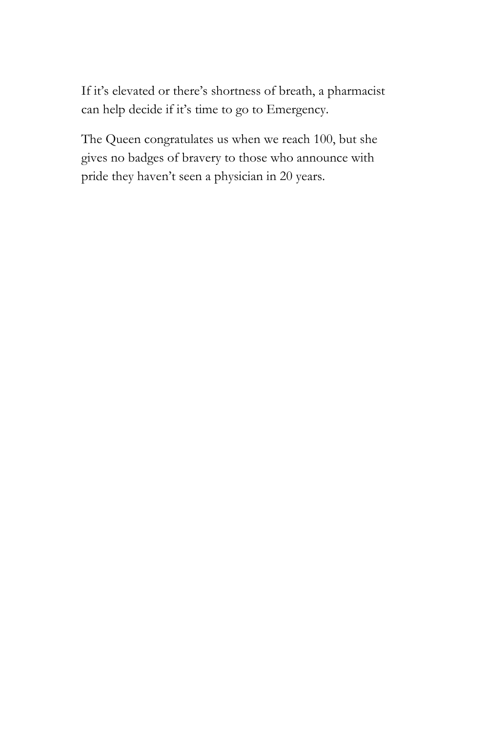If it's elevated or there's shortness of breath, a pharmacist can help decide if it's time to go to Emergency.

The Queen congratulates us when we reach 100, but she gives no badges of bravery to those who announce with pride they haven't seen a physician in 20 years.